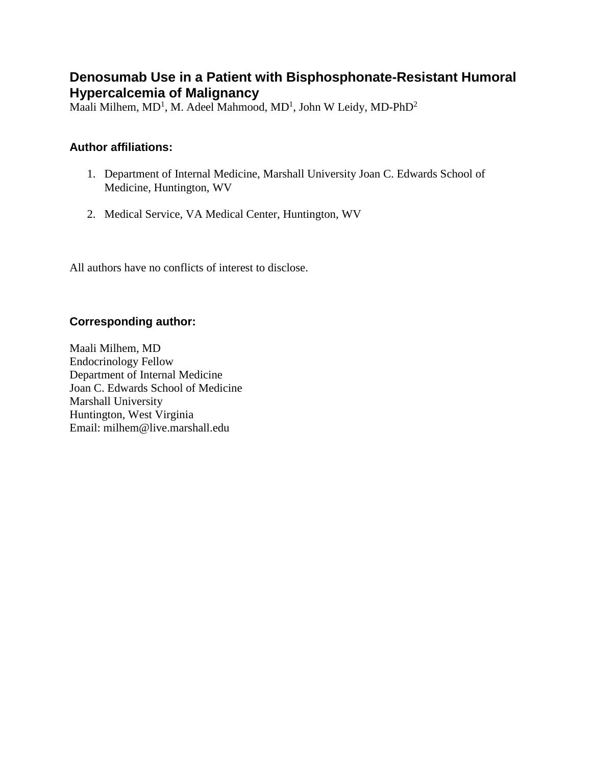# Denosumab Use in a Patient with Bisphosphonate-Resistant Humoral Hypercalcemia of Malignancy

Maali Milhem, MD[1], M. Adeel Mahmood, MD[1], John W Leidy, MD-PhD[2]

## Author affiliations:

1. Department of Internal Medicine, Marshall University Joan C. Edwards School of Medicine, Huntington, WV
2. Medical Service, VA Medical Center, Huntington, WV

All authors have no conflicts of interest to disclose.

## Corresponding author:

Maali Milhem, MD
Endocrinology Fellow
Department of Internal Medicine
Joan C. Edwards School of Medicine
Marshall University
Huntington, West Virginia
Email: milhem@live.marshall.edu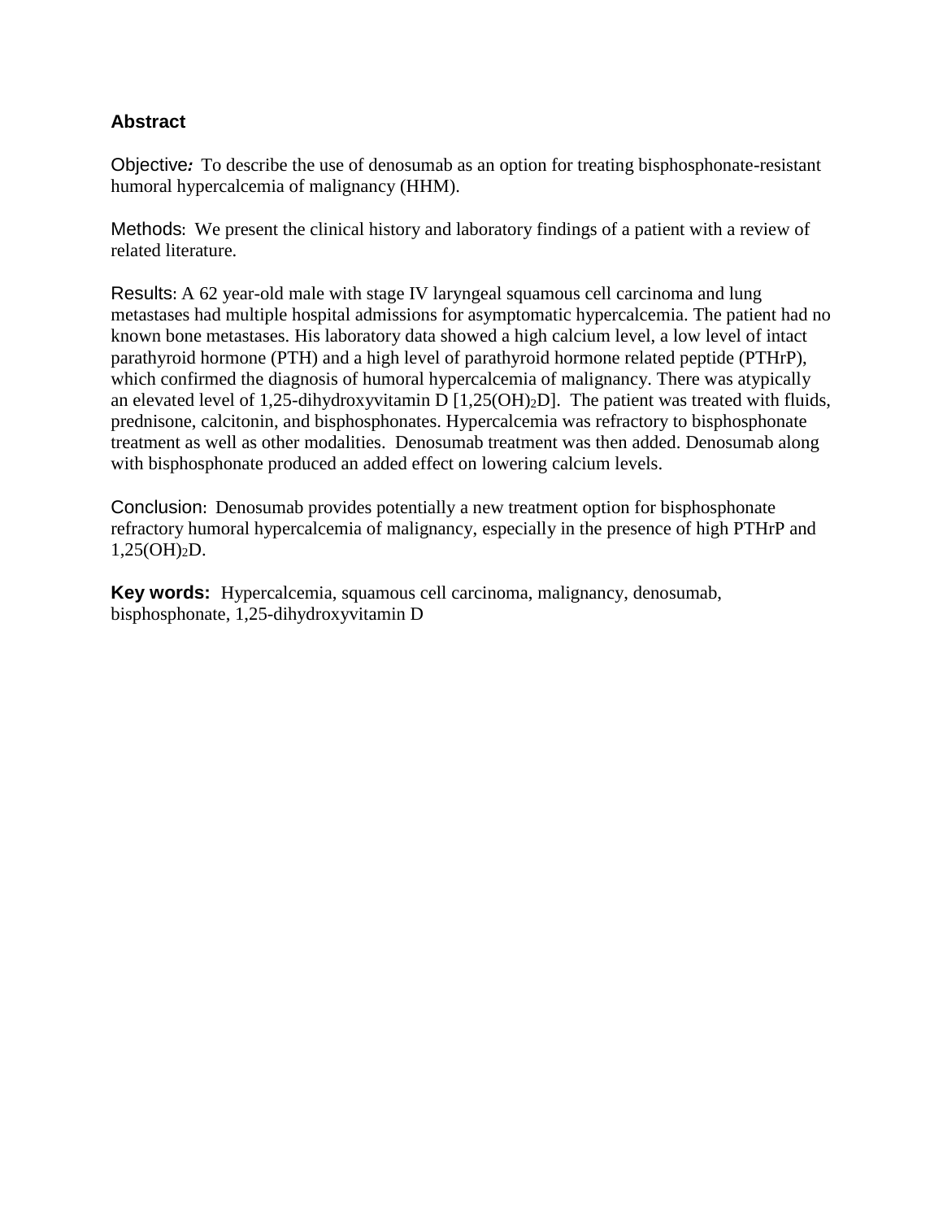## Abstract

**Objective:** To describe the use of denosumab as an option for treating bisphosphonate-resistant humoral hypercalcemia of malignancy (HHM).

**Methods:** We present the clinical history and laboratory findings of a patient with a review of related literature.

**Results:** A 62 year-old male with stage IV laryngeal squamous cell carcinoma and lung metastases had multiple hospital admissions for asymptomatic hypercalcemia. The patient had no known bone metastases. His laboratory data showed a high calcium level, a low level of intact parathyroid hormone (PTH) and a high level of parathyroid hormone related peptide (PTHrP), which confirmed the diagnosis of humoral hypercalcemia of malignancy. There was atypically an elevated level of 1,25-dihydroxyvitamin D [1,25$(OH)_2$D]. The patient was treated with fluids, prednisone, calcitonin, and bisphosphonates. Hypercalcemia was refractory to bisphosphonate treatment as well as other modalities. Denosumab treatment was then added. Denosumab along with bisphosphonate produced an added effect on lowering calcium levels.

**Conclusion:** Denosumab provides potentially a new treatment option for bisphosphonate refractory humoral hypercalcemia of malignancy, especially in the presence of high PTHrP and 1,25$(OH)_2$D.

**Key words:** Hypercalcemia, squamous cell carcinoma, malignancy, denosumab, bisphosphonate, 1,25-dihydroxyvitamin D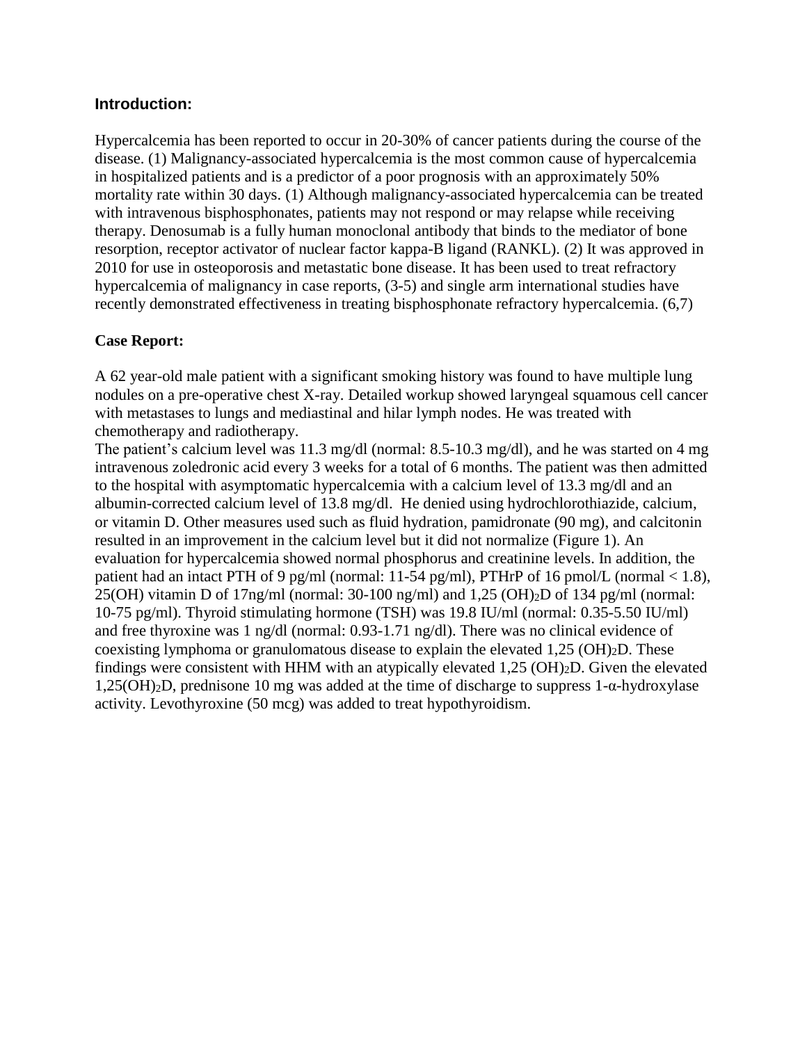## Introduction:

Hypercalcemia has been reported to occur in 20-30% of cancer patients during the course of the disease. (1) Malignancy-associated hypercalcemia is the most common cause of hypercalcemia in hospitalized patients and is a predictor of a poor prognosis with an approximately 50% mortality rate within 30 days. (1) Although malignancy-associated hypercalcemia can be treated with intravenous bisphosphonates, patients may not respond or may relapse while receiving therapy. Denosumab is a fully human monoclonal antibody that binds to the mediator of bone resorption, receptor activator of nuclear factor kappa-B ligand (RANKL). (2) It was approved in 2010 for use in osteoporosis and metastatic bone disease. It has been used to treat refractory hypercalcemia of malignancy in case reports, (3-5) and single arm international studies have recently demonstrated effectiveness in treating bisphosphonate refractory hypercalcemia. (6,7)

## Case Report:

A 62 year-old male patient with a significant smoking history was found to have multiple lung nodules on a pre-operative chest X-ray. Detailed workup showed laryngeal squamous cell cancer with metastases to lungs and mediastinal and hilar lymph nodes. He was treated with chemotherapy and radiotherapy.

The patient's calcium level was 11.3 mg/dl (normal: 8.5-10.3 mg/dl), and he was started on 4 mg intravenous zoledronic acid every 3 weeks for a total of 6 months. The patient was then admitted to the hospital with asymptomatic hypercalcemia with a calcium level of 13.3 mg/dl and an albumin-corrected calcium level of 13.8 mg/dl. He denied using hydrochlorothiazide, calcium, or vitamin D. Other measures used such as fluid hydration, pamidronate (90 mg), and calcitonin resulted in an improvement in the calcium level but it did not normalize (Figure 1). An evaluation for hypercalcemia showed normal phosphorus and creatinine levels. In addition, the patient had an intact PTH of 9 pg/ml (normal: 11-54 pg/ml), PTHrP of 16 pmol/L (normal < 1.8), 25(OH) vitamin D of 17ng/ml (normal: 30-100 ng/ml) and 1,25 $(OH)_2D$ of 134 pg/ml (normal: 10-75 pg/ml). Thyroid stimulating hormone (TSH) was 19.8 IU/ml (normal: 0.35-5.50 IU/ml) and free thyroxine was 1 ng/dl (normal: 0.93-1.71 ng/dl). There was no clinical evidence of coexisting lymphoma or granulomatous disease to explain the elevated 1,25 $(OH)_2D$. These findings were consistent with HHM with an atypically elevated 1,25 $(OH)_2D$. Given the elevated 1,25$(OH)_2D$, prednisone 10 mg was added at the time of discharge to suppress 1-α-hydroxylase activity. Levothyroxine (50 mcg) was added to treat hypothyroidism.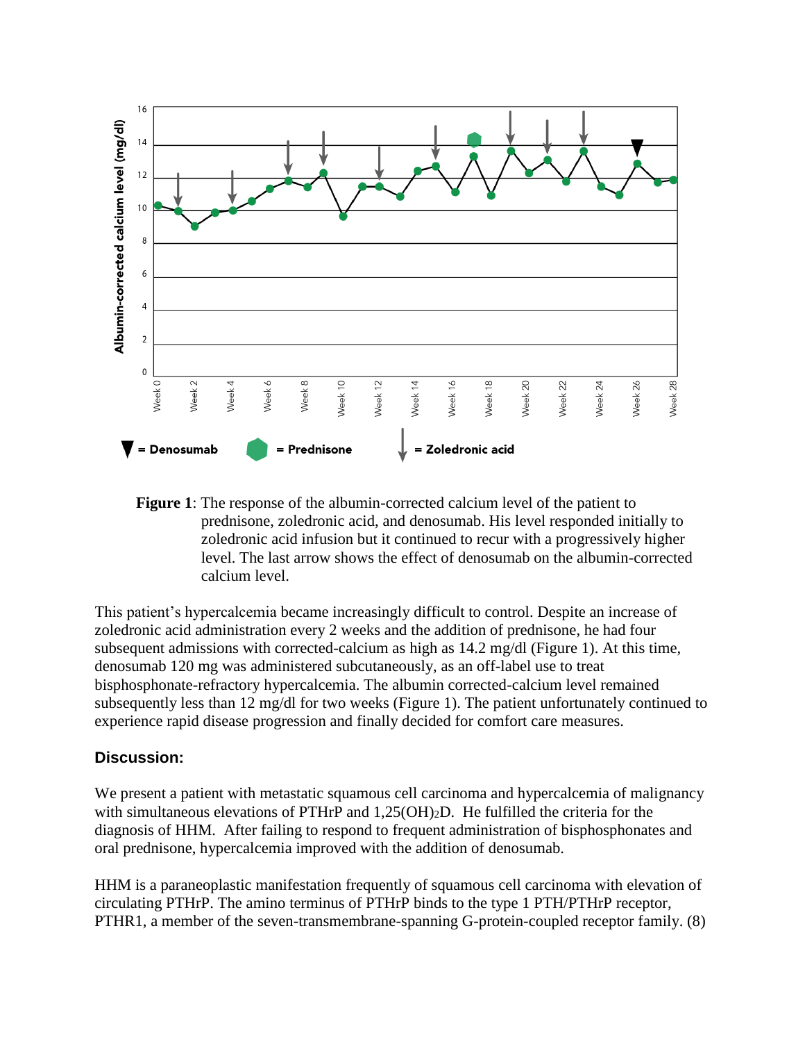**Figure 1**: The response of the albumin-corrected calcium level of the patient to prednisone, zoledronic acid, and denosumab. His level responded initially to zoledronic acid infusion but it continued to recur with a progressively higher level. The last arrow shows the effect of denosumab on the albumin-corrected calcium level.

This patient's hypercalcemia became increasingly difficult to control. Despite an increase of zoledronic acid administration every 2 weeks and the addition of prednisone, he had four subsequent admissions with corrected-calcium as high as 14.2 mg/dl (Figure 1). At this time, denosumab 120 mg was administered subcutaneously, as an off-label use to treat bisphosphonate-refractory hypercalcemia. The albumin corrected-calcium level remained subsequently less than 12 mg/dl for two weeks (Figure 1). The patient unfortunately continued to experience rapid disease progression and finally decided for comfort care measures.

## Discussion:

We present a patient with metastatic squamous cell carcinoma and hypercalcemia of malignancy with simultaneous elevations of PTHrP and $1,25(OH)_2D$. He fulfilled the criteria for the diagnosis of HHM. After failing to respond to frequent administration of bisphosphonates and oral prednisone, hypercalcemia improved with the addition of denosumab.

HHM is a paraneoplastic manifestation frequently of squamous cell carcinoma with elevation of circulating PTHrP. The amino terminus of PTHrP binds to the type 1 PTH/PTHrP receptor, PTHR1, a member of the seven-transmembrane-spanning G-protein-coupled receptor family. (8)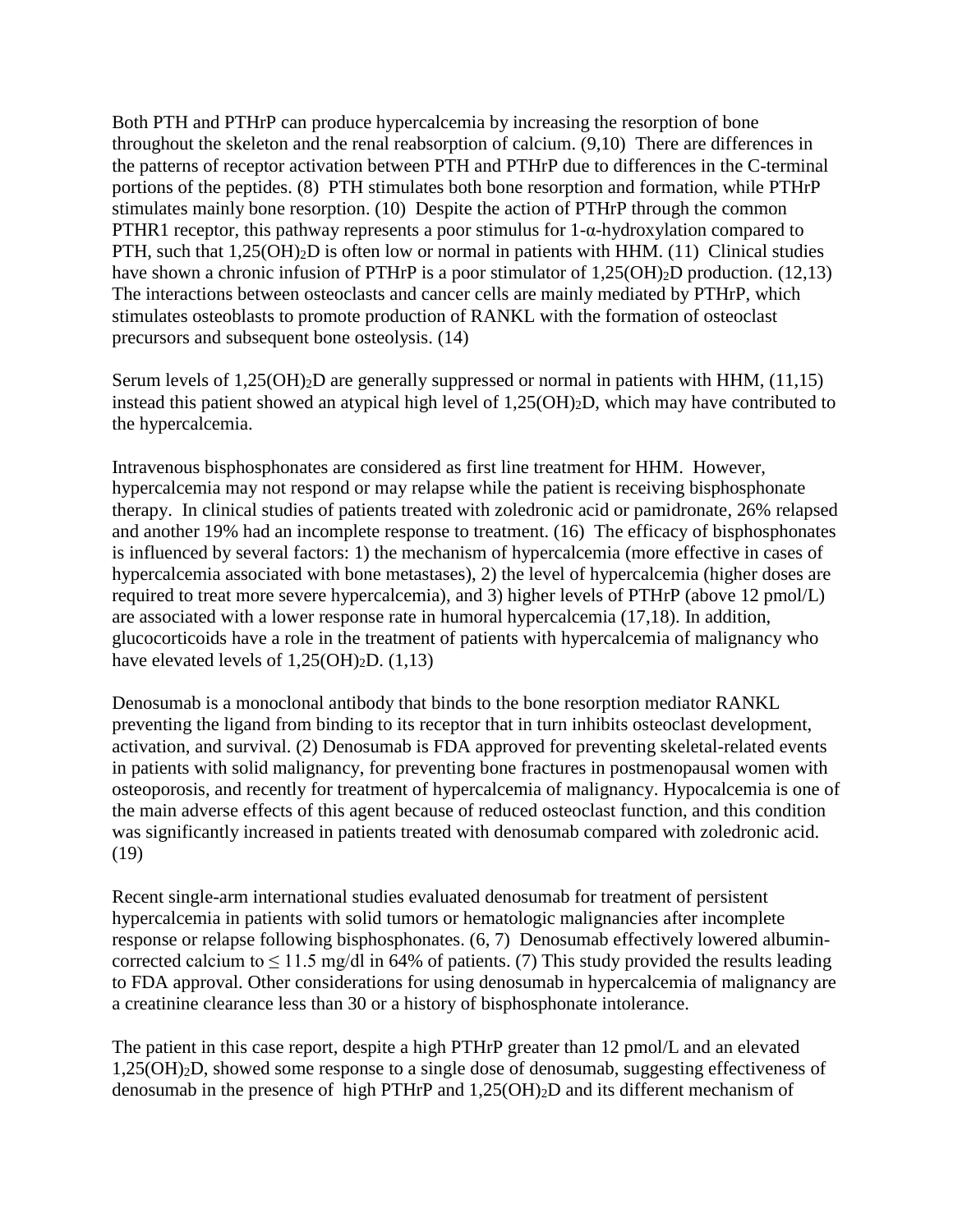Both PTH and PTHrP can produce hypercalcemia by increasing the resorption of bone throughout the skeleton and the renal reabsorption of calcium. (9,10) There are differences in the patterns of receptor activation between PTH and PTHrP due to differences in the C-terminal portions of the peptides. (8) PTH stimulates both bone resorption and formation, while PTHrP stimulates mainly bone resorption. (10) Despite the action of PTHrP through the common PTHR1 receptor, this pathway represents a poor stimulus for 1-α-hydroxylation compared to PTH, such that $1{,}25(OH)_2D$ is often low or normal in patients with HHM. (11) Clinical studies have shown a chronic infusion of PTHrP is a poor stimulator of $1{,}25(OH)_2D$ production. (12,13) The interactions between osteoclasts and cancer cells are mainly mediated by PTHrP, which stimulates osteoblasts to promote production of RANKL with the formation of osteoclast precursors and subsequent bone osteolysis. (14)

Serum levels of $1{,}25(OH)_2D$ are generally suppressed or normal in patients with HHM, (11,15) instead this patient showed an atypical high level of $1{,}25(OH)_2D$, which may have contributed to the hypercalcemia.

Intravenous bisphosphonates are considered as first line treatment for HHM. However, hypercalcemia may not respond or may relapse while the patient is receiving bisphosphonate therapy. In clinical studies of patients treated with zoledronic acid or pamidronate, 26% relapsed and another 19% had an incomplete response to treatment. (16) The efficacy of bisphosphonates is influenced by several factors: 1) the mechanism of hypercalcemia (more effective in cases of hypercalcemia associated with bone metastases), 2) the level of hypercalcemia (higher doses are required to treat more severe hypercalcemia), and 3) higher levels of PTHrP (above 12 pmol/L) are associated with a lower response rate in humoral hypercalcemia (17,18). In addition, glucocorticoids have a role in the treatment of patients with hypercalcemia of malignancy who have elevated levels of $1{,}25(OH)_2D$. (1,13)

Denosumab is a monoclonal antibody that binds to the bone resorption mediator RANKL preventing the ligand from binding to its receptor that in turn inhibits osteoclast development, activation, and survival. (2) Denosumab is FDA approved for preventing skeletal-related events in patients with solid malignancy, for preventing bone fractures in postmenopausal women with osteoporosis, and recently for treatment of hypercalcemia of malignancy. Hypocalcemia is one of the main adverse effects of this agent because of reduced osteoclast function, and this condition was significantly increased in patients treated with denosumab compared with zoledronic acid. (19)

Recent single-arm international studies evaluated denosumab for treatment of persistent hypercalcemia in patients with solid tumors or hematologic malignancies after incomplete response or relapse following bisphosphonates. (6, 7) Denosumab effectively lowered albumin-corrected calcium to $\leq 11.5$ mg/dl in 64% of patients. (7) This study provided the results leading to FDA approval. Other considerations for using denosumab in hypercalcemia of malignancy are a creatinine clearance less than 30 or a history of bisphosphonate intolerance.

The patient in this case report, despite a high PTHrP greater than 12 pmol/L and an elevated $1{,}25(OH)_2D$, showed some response to a single dose of denosumab, suggesting effectiveness of denosumab in the presence of high PTHrP and $1{,}25(OH)_2D$ and its different mechanism of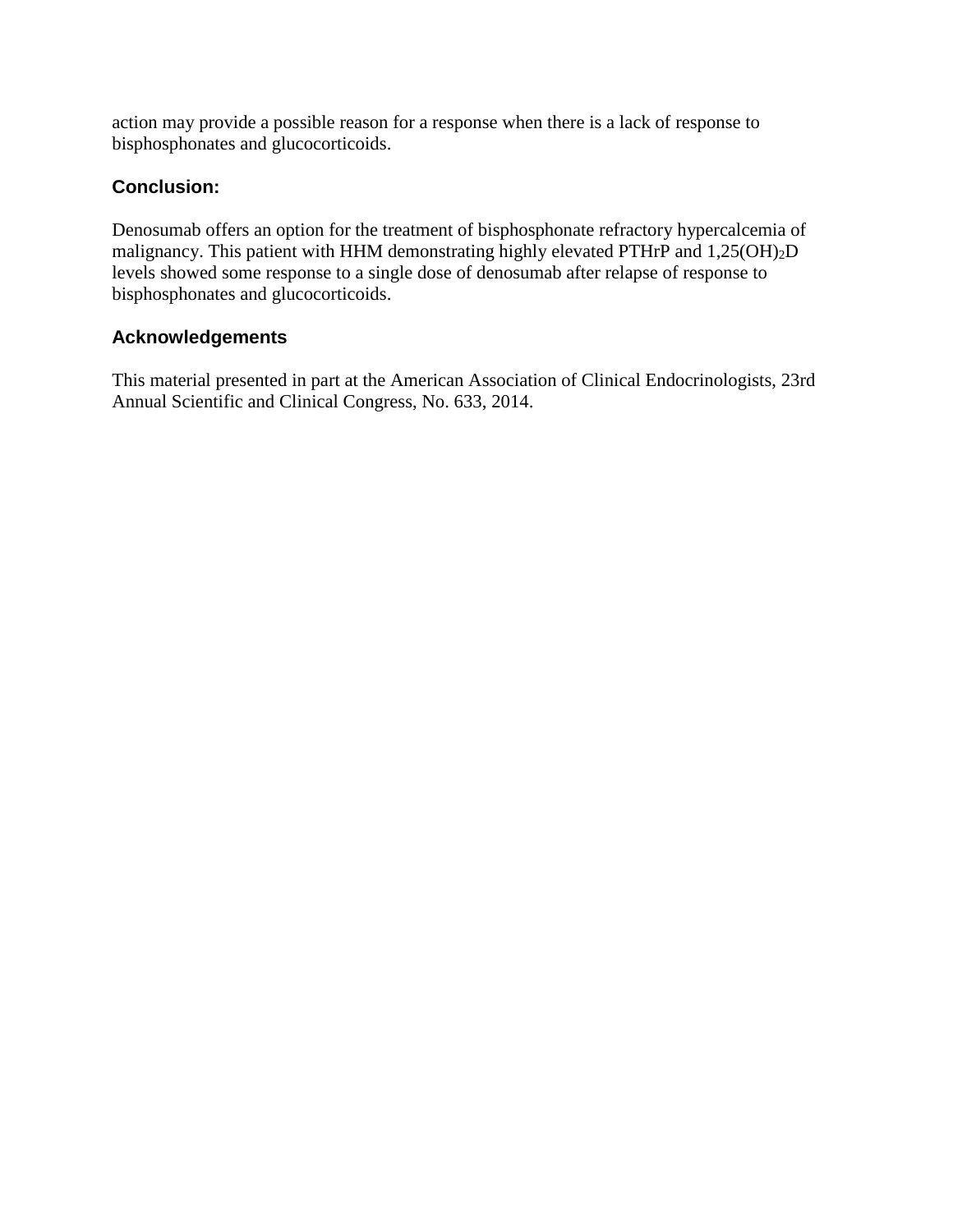action may provide a possible reason for a response when there is a lack of response to bisphosphonates and glucocorticoids.

## Conclusion:

Denosumab offers an option for the treatment of bisphosphonate refractory hypercalcemia of malignancy. This patient with HHM demonstrating highly elevated PTHrP and $1{,}25(OH)_2D$ levels showed some response to a single dose of denosumab after relapse of response to bisphosphonates and glucocorticoids.

## Acknowledgements

This material presented in part at the American Association of Clinical Endocrinologists, 23rd Annual Scientific and Clinical Congress, No. 633, 2014.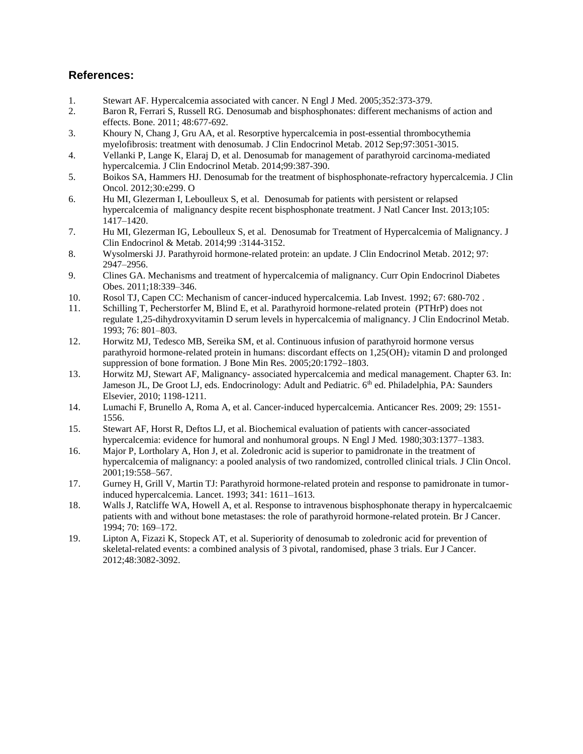## References:

1. Stewart AF. Hypercalcemia associated with cancer. N Engl J Med. 2005;352:373-379.
2. Baron R, Ferrari S, Russell RG. Denosumab and bisphosphonates: different mechanisms of action and effects. Bone. 2011; 48:677-692.
3. Khoury N, Chang J, Gru AA, et al. Resorptive hypercalcemia in post-essential thrombocythemia myelofibrosis: treatment with denosumab. J Clin Endocrinol Metab. 2012 Sep;97:3051-3015.
4. Vellanki P, Lange K, Elaraj D, et al. Denosumab for management of parathyroid carcinoma-mediated hypercalcemia. J Clin Endocrinol Metab. 2014;99:387-390.
5. Boikos SA, Hammers HJ. Denosumab for the treatment of bisphosphonate-refractory hypercalcemia. J Clin Oncol. 2012;30:e299. O
6. Hu MI, Glezerman I, Leboulleux S, et al. Denosumab for patients with persistent or relapsed hypercalcemia of malignancy despite recent bisphosphonate treatment. J Natl Cancer Inst. 2013;105: 1417–1420.
7. Hu MI, Glezerman IG, Leboulleux S, et al. Denosumab for Treatment of Hypercalcemia of Malignancy. J Clin Endocrinol & Metab. 2014;99 :3144-3152.
8. Wysolmerski JJ. Parathyroid hormone-related protein: an update. J Clin Endocrinol Metab. 2012; 97: 2947–2956.
9. Clines GA. Mechanisms and treatment of hypercalcemia of malignancy. Curr Opin Endocrinol Diabetes Obes. 2011;18:339–346.
10. Rosol TJ, Capen CC: Mechanism of cancer-induced hypercalcemia. Lab Invest. 1992; 67: 680-702 .
11. Schilling T, Pecherstorfer M, Blind E, et al. Parathyroid hormone-related protein (PTHrP) does not regulate 1,25-dihydroxyvitamin D serum levels in hypercalcemia of malignancy. J Clin Endocrinol Metab. 1993; 76: 801–803.
12. Horwitz MJ, Tedesco MB, Sereika SM, et al. Continuous infusion of parathyroid hormone versus parathyroid hormone-related protein in humans: discordant effects on $1{,}25(OH)_2$ vitamin D and prolonged suppression of bone formation. J Bone Min Res. 2005;20:1792–1803.
13. Horwitz MJ, Stewart AF, Malignancy- associated hypercalcemia and medical management. Chapter 63. In: Jameson JL, De Groot LJ, eds. Endocrinology: Adult and Pediatric. 6th ed. Philadelphia, PA: Saunders Elsevier, 2010; 1198-1211.
14. Lumachi F, Brunello A, Roma A, et al. Cancer-induced hypercalcemia. Anticancer Res. 2009; 29: 1551-1556.
15. Stewart AF, Horst R, Deftos LJ, et al. Biochemical evaluation of patients with cancer-associated hypercalcemia: evidence for humoral and nonhumoral groups. N Engl J Med. 1980;303:1377–1383.
16. Major P, Lortholary A, Hon J, et al. Zoledronic acid is superior to pamidronate in the treatment of hypercalcemia of malignancy: a pooled analysis of two randomized, controlled clinical trials. J Clin Oncol. 2001;19:558–567.
17. Gurney H, Grill V, Martin TJ: Parathyroid hormone-related protein and response to pamidronate in tumor-induced hypercalcemia. Lancet. 1993; 341: 1611–1613.
18. Walls J, Ratcliffe WA, Howell A, et al. Response to intravenous bisphosphonate therapy in hypercalcaemic patients with and without bone metastases: the role of parathyroid hormone-related protein. Br J Cancer. 1994; 70: 169–172.
19. Lipton A, Fizazi K, Stopeck AT, et al. Superiority of denosumab to zoledronic acid for prevention of skeletal-related events: a combined analysis of 3 pivotal, randomised, phase 3 trials. Eur J Cancer. 2012;48:3082-3092.